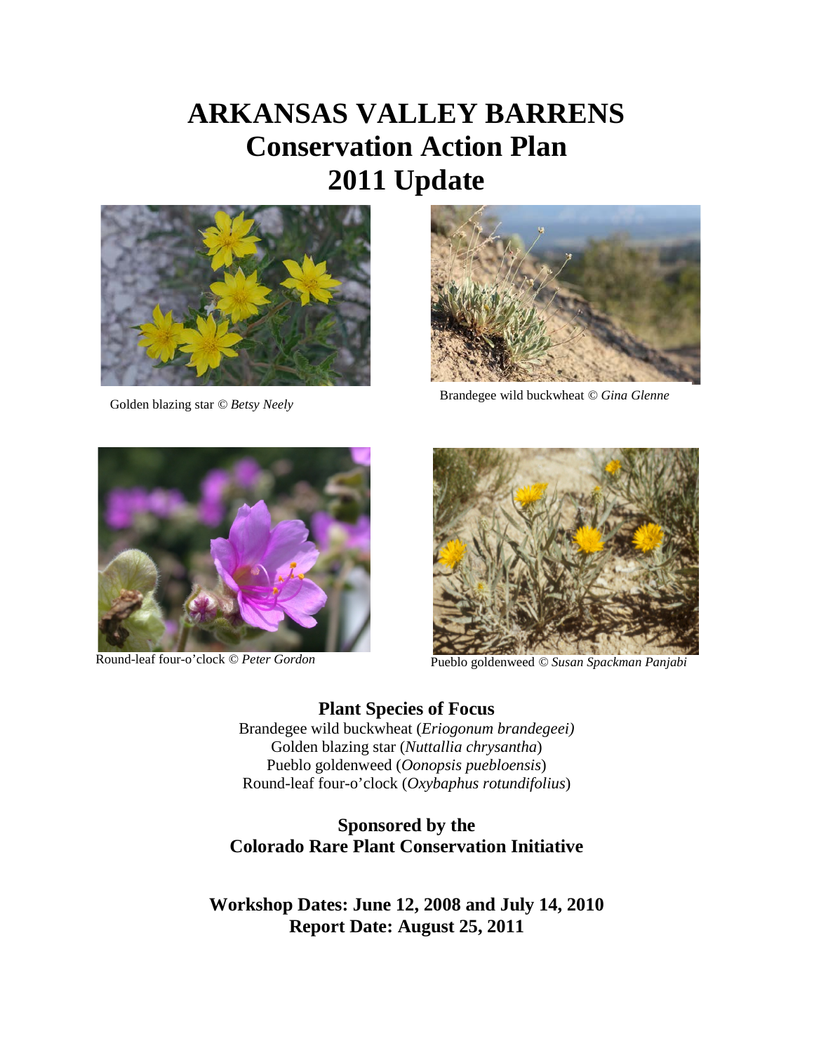# ARKANSAS VALLEY BARRENS
# Conservation Action Plan
# 2011 Update

Golden blazing star © *Betsy Neely*

Brandegee wild buckwheat © *Gina Glenne*

Round-leaf four-o'clock © *Peter Gordon*

Pueblo goldenweed © *Susan Spackman Panjabi*

**Plant Species of Focus**

Brandegee wild buckwheat (*Eriogonum brandegeei)*
Golden blazing star (*Nuttallia chrysantha*)
Pueblo goldenweed (*Oonopsis puebloensis*)
Round-leaf four-o'clock (*Oxybaphus rotundifolius*)

**Sponsored by the**
**Colorado Rare Plant Conservation Initiative**

**Workshop Dates: June 12, 2008 and July 14, 2010**
**Report Date: August 25, 2011**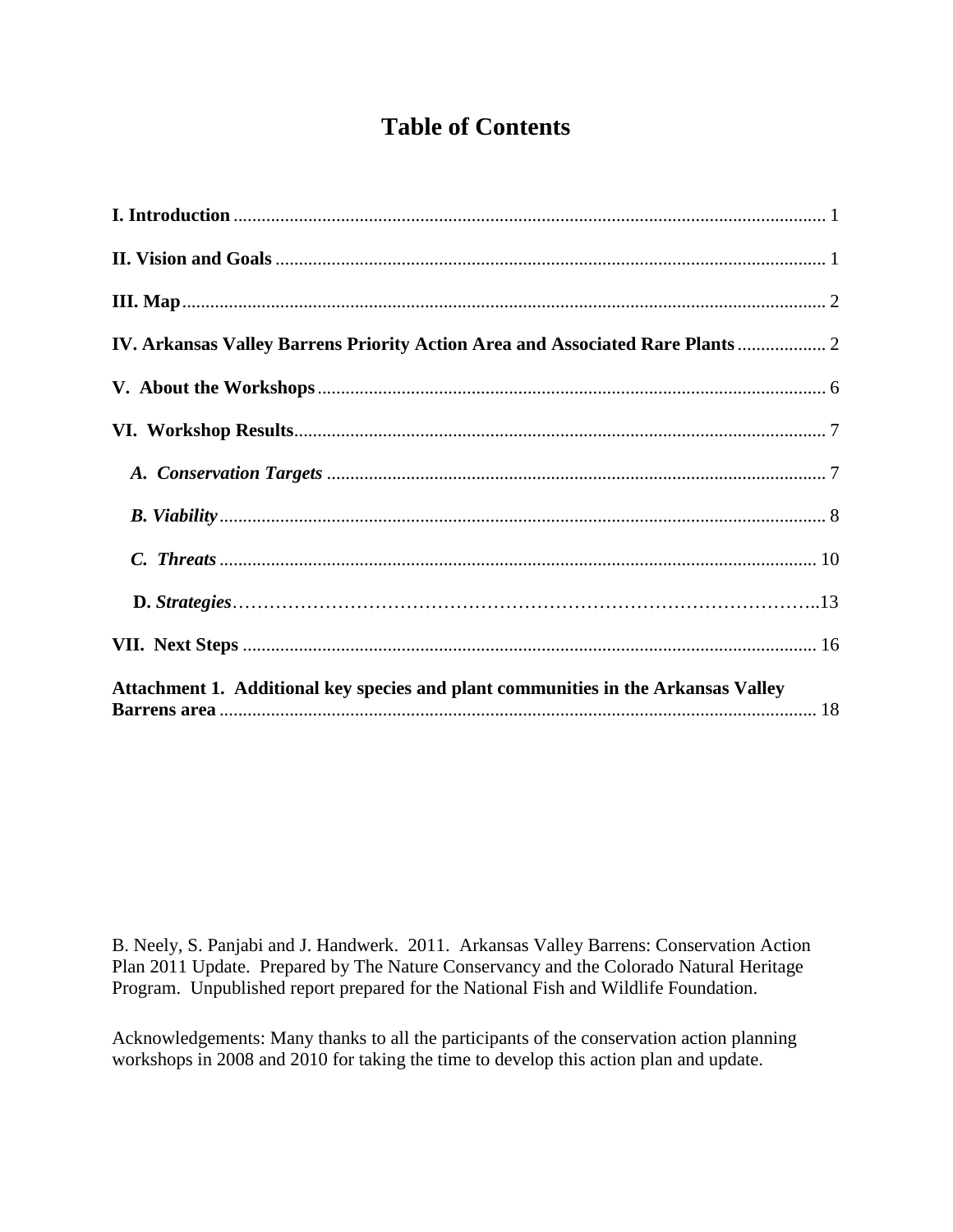# Table of Contents

**I. Introduction** .............................................................................................................................. 1

**II. Vision and Goals** ...................................................................................................................... 1

**III. Map** ......................................................................................................................................... 2

**IV. Arkansas Valley Barrens Priority Action Area and Associated Rare Plants** ................... 2

**V. About the Workshops** ............................................................................................................. 6

**VI. Workshop Results** .................................................................................................................. 7

***A. Conservation Targets*** ........................................................................................................... 7

***B. Viability*** ................................................................................................................................. 8

***C. Threats*** ................................................................................................................................ 10

**D.** ***Strategies***………………………………………………………………………………..13

**VII. Next Steps** .......................................................................................................................... 16

**Attachment 1. Additional key species and plant communities in the Arkansas Valley Barrens area** ................................................................................................................................ 18

B. Neely, S. Panjabi and J. Handwerk. 2011. Arkansas Valley Barrens: Conservation Action Plan 2011 Update. Prepared by The Nature Conservancy and the Colorado Natural Heritage Program. Unpublished report prepared for the National Fish and Wildlife Foundation.

Acknowledgements: Many thanks to all the participants of the conservation action planning workshops in 2008 and 2010 for taking the time to develop this action plan and update.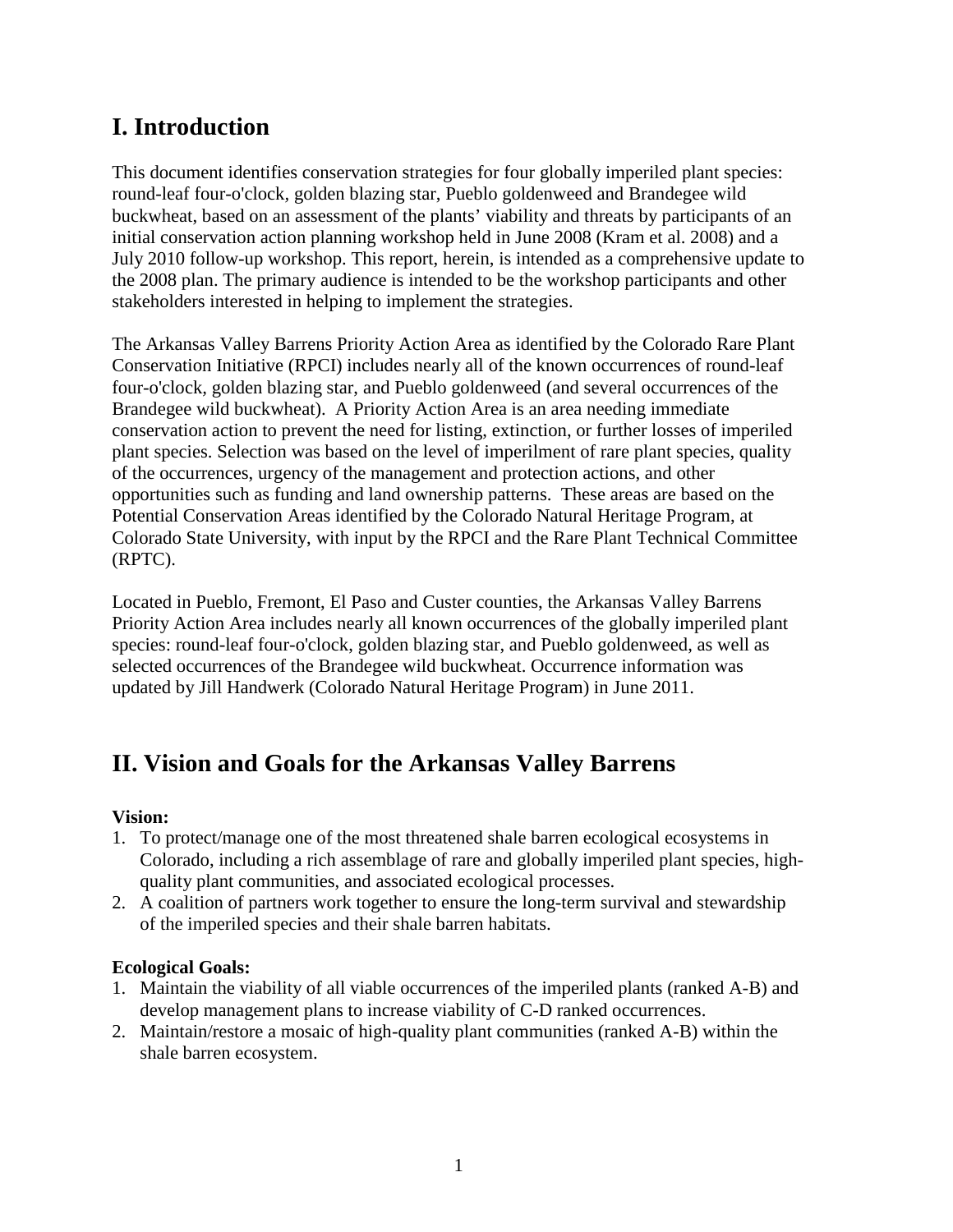# I. Introduction

This document identifies conservation strategies for four globally imperiled plant species: round-leaf four-o'clock, golden blazing star, Pueblo goldenweed and Brandegee wild buckwheat, based on an assessment of the plants' viability and threats by participants of an initial conservation action planning workshop held in June 2008 (Kram et al. 2008) and a July 2010 follow-up workshop. This report, herein, is intended as a comprehensive update to the 2008 plan. The primary audience is intended to be the workshop participants and other stakeholders interested in helping to implement the strategies.

The Arkansas Valley Barrens Priority Action Area as identified by the Colorado Rare Plant Conservation Initiative (RPCI) includes nearly all of the known occurrences of round-leaf four-o'clock, golden blazing star, and Pueblo goldenweed (and several occurrences of the Brandegee wild buckwheat). A Priority Action Area is an area needing immediate conservation action to prevent the need for listing, extinction, or further losses of imperiled plant species. Selection was based on the level of imperilment of rare plant species, quality of the occurrences, urgency of the management and protection actions, and other opportunities such as funding and land ownership patterns. These areas are based on the Potential Conservation Areas identified by the Colorado Natural Heritage Program, at Colorado State University, with input by the RPCI and the Rare Plant Technical Committee (RPTC).

Located in Pueblo, Fremont, El Paso and Custer counties, the Arkansas Valley Barrens Priority Action Area includes nearly all known occurrences of the globally imperiled plant species: round-leaf four-o'clock, golden blazing star, and Pueblo goldenweed, as well as selected occurrences of the Brandegee wild buckwheat. Occurrence information was updated by Jill Handwerk (Colorado Natural Heritage Program) in June 2011.

# II. Vision and Goals for the Arkansas Valley Barrens

**Vision:**

1. To protect/manage one of the most threatened shale barren ecological ecosystems in Colorado, including a rich assemblage of rare and globally imperiled plant species, high-quality plant communities, and associated ecological processes.
2. A coalition of partners work together to ensure the long-term survival and stewardship of the imperiled species and their shale barren habitats.

**Ecological Goals:**

1. Maintain the viability of all viable occurrences of the imperiled plants (ranked A-B) and develop management plans to increase viability of C-D ranked occurrences.
2. Maintain/restore a mosaic of high-quality plant communities (ranked A-B) within the shale barren ecosystem.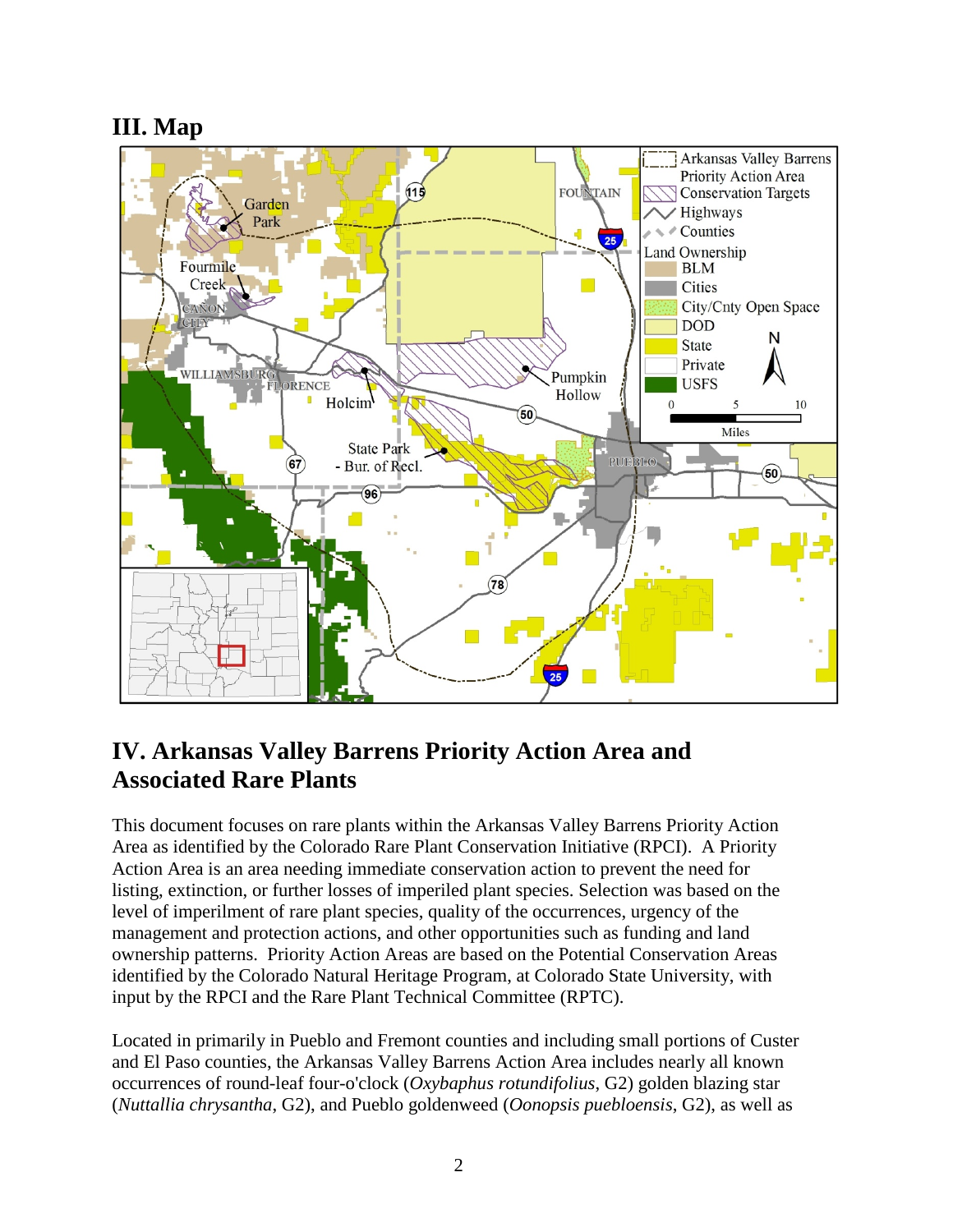## III. Map

## IV. Arkansas Valley Barrens Priority Action Area and Associated Rare Plants

This document focuses on rare plants within the Arkansas Valley Barrens Priority Action Area as identified by the Colorado Rare Plant Conservation Initiative (RPCI). A Priority Action Area is an area needing immediate conservation action to prevent the need for listing, extinction, or further losses of imperiled plant species. Selection was based on the level of imperilment of rare plant species, quality of the occurrences, urgency of the management and protection actions, and other opportunities such as funding and land ownership patterns. Priority Action Areas are based on the Potential Conservation Areas identified by the Colorado Natural Heritage Program, at Colorado State University, with input by the RPCI and the Rare Plant Technical Committee (RPTC).

Located in primarily in Pueblo and Fremont counties and including small portions of Custer and El Paso counties, the Arkansas Valley Barrens Action Area includes nearly all known occurrences of round-leaf four-o'clock (*Oxybaphus rotundifolius*, G2) golden blazing star (*Nuttallia chrysantha*, G2), and Pueblo goldenweed (*Oonopsis puebloensis*, G2), as well as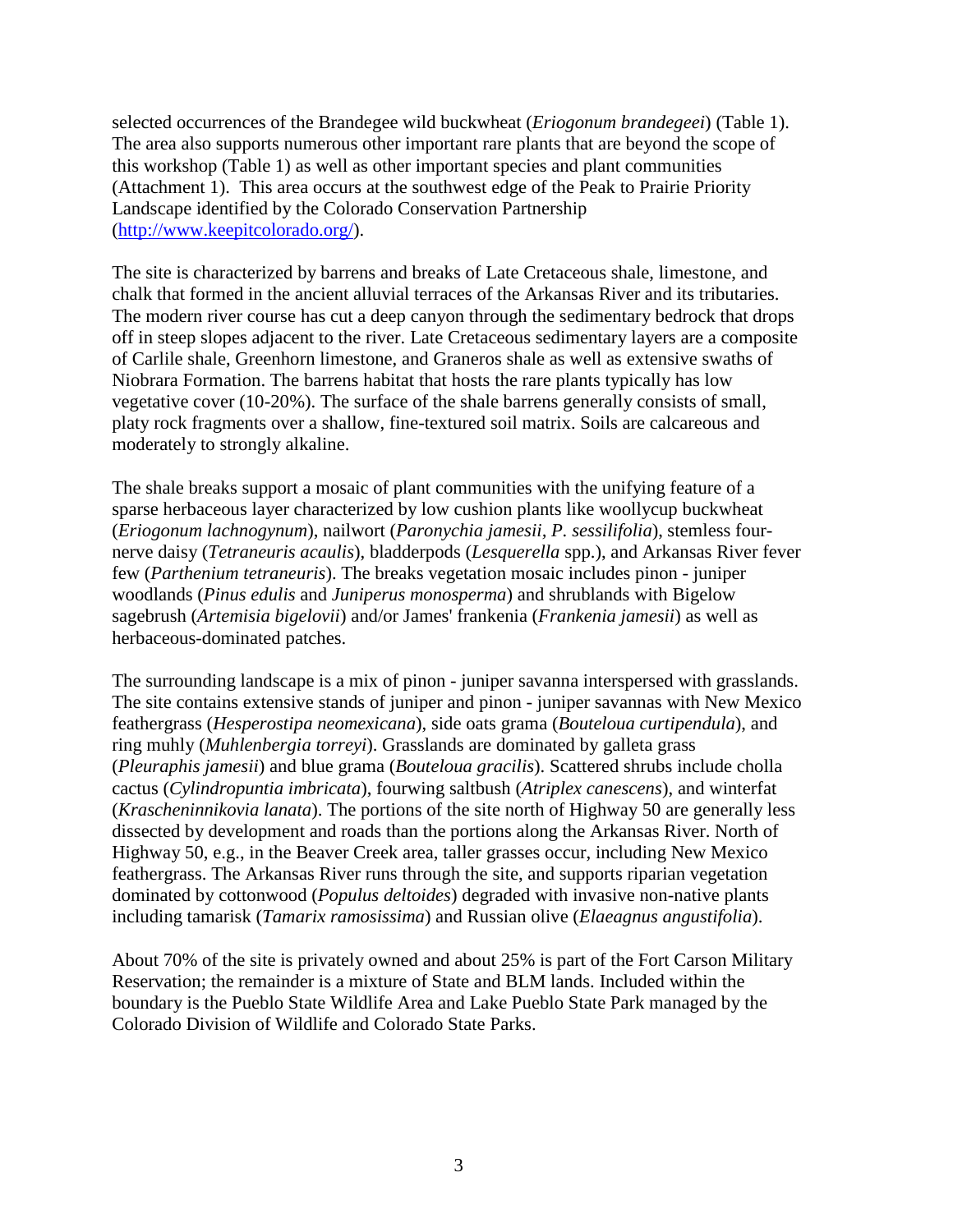selected occurrences of the Brandegee wild buckwheat (*Eriogonum brandegeei*) (Table 1). The area also supports numerous other important rare plants that are beyond the scope of this workshop (Table 1) as well as other important species and plant communities (Attachment 1). This area occurs at the southwest edge of the Peak to Prairie Priority Landscape identified by the Colorado Conservation Partnership ([http://www.keepitcolorado.org/](http://www.keepitcolorado.org/)).

The site is characterized by barrens and breaks of Late Cretaceous shale, limestone, and chalk that formed in the ancient alluvial terraces of the Arkansas River and its tributaries. The modern river course has cut a deep canyon through the sedimentary bedrock that drops off in steep slopes adjacent to the river. Late Cretaceous sedimentary layers are a composite of Carlile shale, Greenhorn limestone, and Graneros shale as well as extensive swaths of Niobrara Formation. The barrens habitat that hosts the rare plants typically has low vegetative cover (10-20%). The surface of the shale barrens generally consists of small, platy rock fragments over a shallow, fine-textured soil matrix. Soils are calcareous and moderately to strongly alkaline.

The shale breaks support a mosaic of plant communities with the unifying feature of a sparse herbaceous layer characterized by low cushion plants like woollycup buckwheat (*Eriogonum lachnogynum*), nailwort (*Paronychia jamesii, P. sessilifolia*), stemless four-nerve daisy (*Tetraneuris acaulis*), bladderpods (*Lesquerella* spp.), and Arkansas River fever few (*Parthenium tetraneuris*). The breaks vegetation mosaic includes pinon - juniper woodlands (*Pinus edulis* and *Juniperus monosperma*) and shrublands with Bigelow sagebrush (*Artemisia bigelovii*) and/or James' frankenia (*Frankenia jamesii*) as well as herbaceous-dominated patches.

The surrounding landscape is a mix of pinon - juniper savanna interspersed with grasslands. The site contains extensive stands of juniper and pinon - juniper savannas with New Mexico feathergrass (*Hesperostipa neomexicana*), side oats grama (*Bouteloua curtipendula*), and ring muhly (*Muhlenbergia torreyi*). Grasslands are dominated by galleta grass (*Pleuraphis jamesii*) and blue grama (*Bouteloua gracilis*). Scattered shrubs include cholla cactus (*Cylindropuntia imbricata*), fourwing saltbush (*Atriplex canescens*), and winterfat (*Krascheninnikovia lanata*). The portions of the site north of Highway 50 are generally less dissected by development and roads than the portions along the Arkansas River. North of Highway 50, e.g., in the Beaver Creek area, taller grasses occur, including New Mexico feathergrass. The Arkansas River runs through the site, and supports riparian vegetation dominated by cottonwood (*Populus deltoides*) degraded with invasive non-native plants including tamarisk (*Tamarix ramosissima*) and Russian olive (*Elaeagnus angustifolia*).

About 70% of the site is privately owned and about 25% is part of the Fort Carson Military Reservation; the remainder is a mixture of State and BLM lands. Included within the boundary is the Pueblo State Wildlife Area and Lake Pueblo State Park managed by the Colorado Division of Wildlife and Colorado State Parks.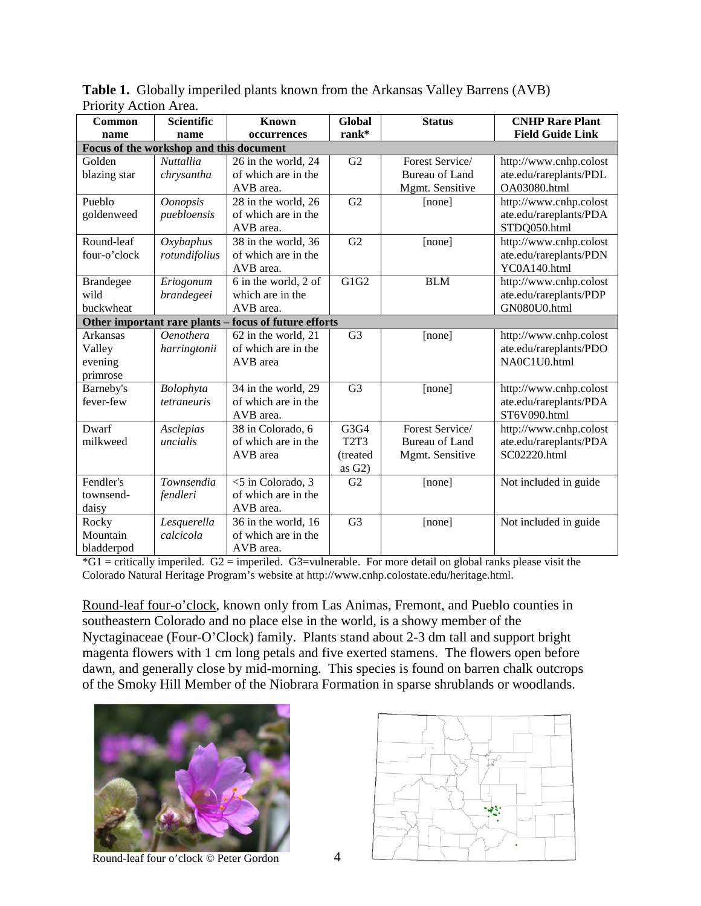**Table 1.** Globally imperiled plants known from the Arkansas Valley Barrens (AVB) Priority Action Area.

| Common name | Scientific name | Known occurrences | Global rank* | Status | CNHP Rare Plant Field Guide Link |
|---|---|---|---|---|---|
| **Focus of the workshop and this document** | | | | | |
| Golden blazing star | *Nuttallia chrysantha* | 26 in the world, 24 of which are in the AVB area. | G2 | Forest Service/ Bureau of Land Mgmt. Sensitive | http://www.cnhp.colostate.edu/rareplants/PDLOA03080.html |
| Pueblo goldenweed | *Oonopsis puebloensis* | 28 in the world, 26 of which are in the AVB area. | G2 | [none] | http://www.cnhp.colostate.edu/rareplants/PDASTDQ050.html |
| Round-leaf four-o'clock | *Oxybaphus rotundifolius* | 38 in the world, 36 of which are in the AVB area. | G2 | [none] | http://www.cnhp.colostate.edu/rareplants/PDNYC0A140.html |
| Brandegee wild buckwheat | *Eriogonum brandegeei* | 6 in the world, 2 of which are in the AVB area. | G1G2 | BLM | http://www.cnhp.colostate.edu/rareplants/PDPGN080U0.html |
| **Other important rare plants – focus of future efforts** | | | | | |
| Arkansas Valley evening primrose | *Oenothera harringtonii* | 62 in the world, 21 of which are in the AVB area | G3 | [none] | http://www.cnhp.colostate.edu/rareplants/PDONA0C1U0.html |
| Barneby's fever-few | *Bolophyta tetraneuris* | 34 in the world, 29 of which are in the AVB area. | G3 | [none] | http://www.cnhp.colostate.edu/rareplants/PDAST6V090.html |
| Dwarf milkweed | *Asclepias uncialis* | 38 in Colorado, 6 of which are in the AVB area | G3G4 T2T3 (treated as G2) | Forest Service/ Bureau of Land Mgmt. Sensitive | http://www.cnhp.colostate.edu/rareplants/PDASC02220.html |
| Fendler's townsend-daisy | *Townsendia fendleri* | <5 in Colorado, 3 of which are in the AVB area. | G2 | [none] | Not included in guide |
| Rocky Mountain bladderpod | *Lesquerella calcicola* | 36 in the world, 16 of which are in the AVB area. | G3 | [none] | Not included in guide |

*G1 = critically imperiled. G2 = imperiled. G3=vulnerable. For more detail on global ranks please visit the Colorado Natural Heritage Program's website at http://www.cnhp.colostate.edu/heritage.html.

Round-leaf four-o'clock, known only from Las Animas, Fremont, and Pueblo counties in southeastern Colorado and no place else in the world, is a showy member of the Nyctaginaceae (Four-O'Clock) family. Plants stand about 2-3 dm tall and support bright magenta flowers with 1 cm long petals and five exerted stamens. The flowers open before dawn, and generally close by mid-morning. This species is found on barren chalk outcrops of the Smoky Hill Member of the Niobrara Formation in sparse shrublands or woodlands.

Round-leaf four o'clock © Peter Gordon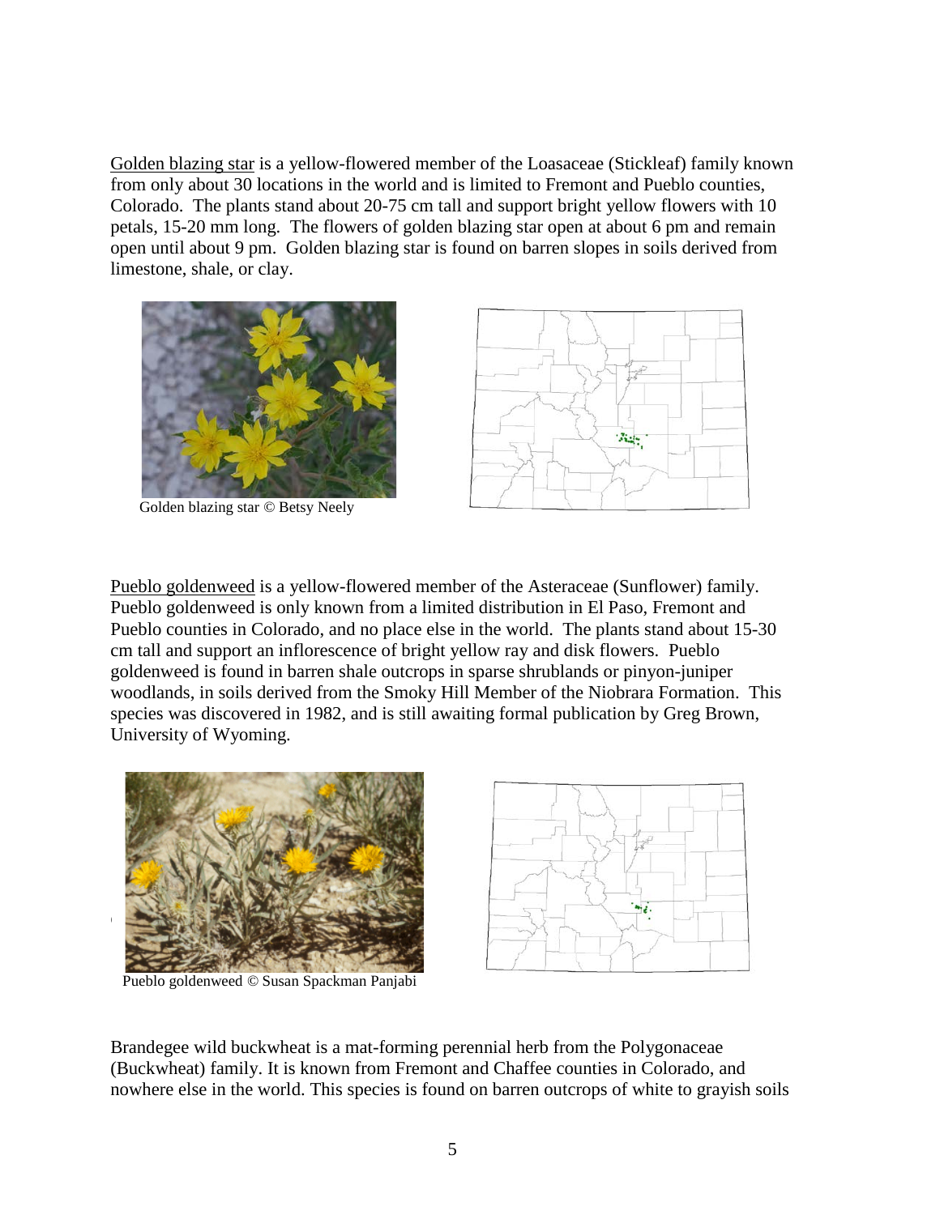Golden blazing star is a yellow-flowered member of the Loasaceae (Stickleaf) family known from only about 30 locations in the world and is limited to Fremont and Pueblo counties, Colorado. The plants stand about 20-75 cm tall and support bright yellow flowers with 10 petals, 15-20 mm long. The flowers of golden blazing star open at about 6 pm and remain open until about 9 pm. Golden blazing star is found on barren slopes in soils derived from limestone, shale, or clay.

Golden blazing star © Betsy Neely

Pueblo goldenweed is a yellow-flowered member of the Asteraceae (Sunflower) family. Pueblo goldenweed is only known from a limited distribution in El Paso, Fremont and Pueblo counties in Colorado, and no place else in the world. The plants stand about 15-30 cm tall and support an inflorescence of bright yellow ray and disk flowers. Pueblo goldenweed is found in barren shale outcrops in sparse shrublands or pinyon-juniper woodlands, in soils derived from the Smoky Hill Member of the Niobrara Formation. This species was discovered in 1982, and is still awaiting formal publication by Greg Brown, University of Wyoming.

Pueblo goldenweed © Susan Spackman Panjabi

Brandegee wild buckwheat is a mat-forming perennial herb from the Polygonaceae (Buckwheat) family. It is known from Fremont and Chaffee counties in Colorado, and nowhere else in the world. This species is found on barren outcrops of white to grayish soils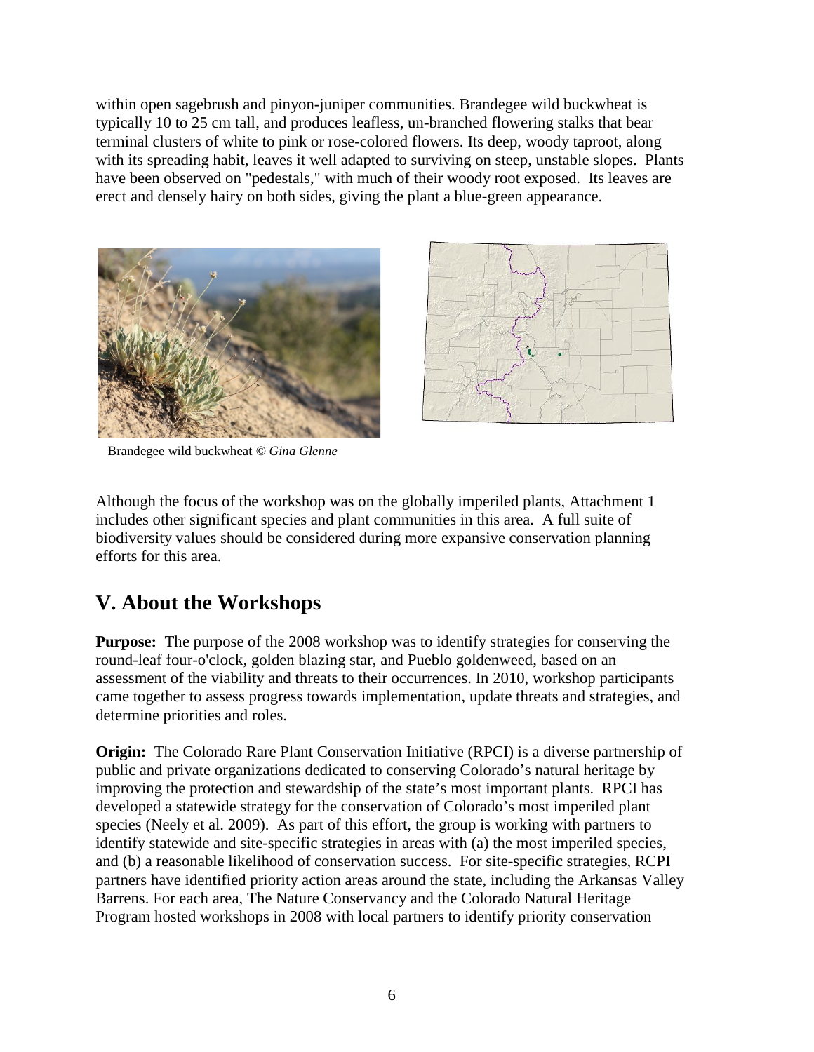within open sagebrush and pinyon-juniper communities. Brandegee wild buckwheat is typically 10 to 25 cm tall, and produces leafless, un-branched flowering stalks that bear terminal clusters of white to pink or rose-colored flowers. Its deep, woody taproot, along with its spreading habit, leaves it well adapted to surviving on steep, unstable slopes. Plants have been observed on "pedestals," with much of their woody root exposed. Its leaves are erect and densely hairy on both sides, giving the plant a blue-green appearance.

Brandegee wild buckwheat © *Gina Glenne*

Although the focus of the workshop was on the globally imperiled plants, Attachment 1 includes other significant species and plant communities in this area. A full suite of biodiversity values should be considered during more expansive conservation planning efforts for this area.

## V. About the Workshops

**Purpose:** The purpose of the 2008 workshop was to identify strategies for conserving the round-leaf four-o'clock, golden blazing star, and Pueblo goldenweed, based on an assessment of the viability and threats to their occurrences. In 2010, workshop participants came together to assess progress towards implementation, update threats and strategies, and determine priorities and roles.

**Origin:** The Colorado Rare Plant Conservation Initiative (RPCI) is a diverse partnership of public and private organizations dedicated to conserving Colorado's natural heritage by improving the protection and stewardship of the state's most important plants. RPCI has developed a statewide strategy for the conservation of Colorado's most imperiled plant species (Neely et al. 2009). As part of this effort, the group is working with partners to identify statewide and site-specific strategies in areas with (a) the most imperiled species, and (b) a reasonable likelihood of conservation success. For site-specific strategies, RCPI partners have identified priority action areas around the state, including the Arkansas Valley Barrens. For each area, The Nature Conservancy and the Colorado Natural Heritage Program hosted workshops in 2008 with local partners to identify priority conservation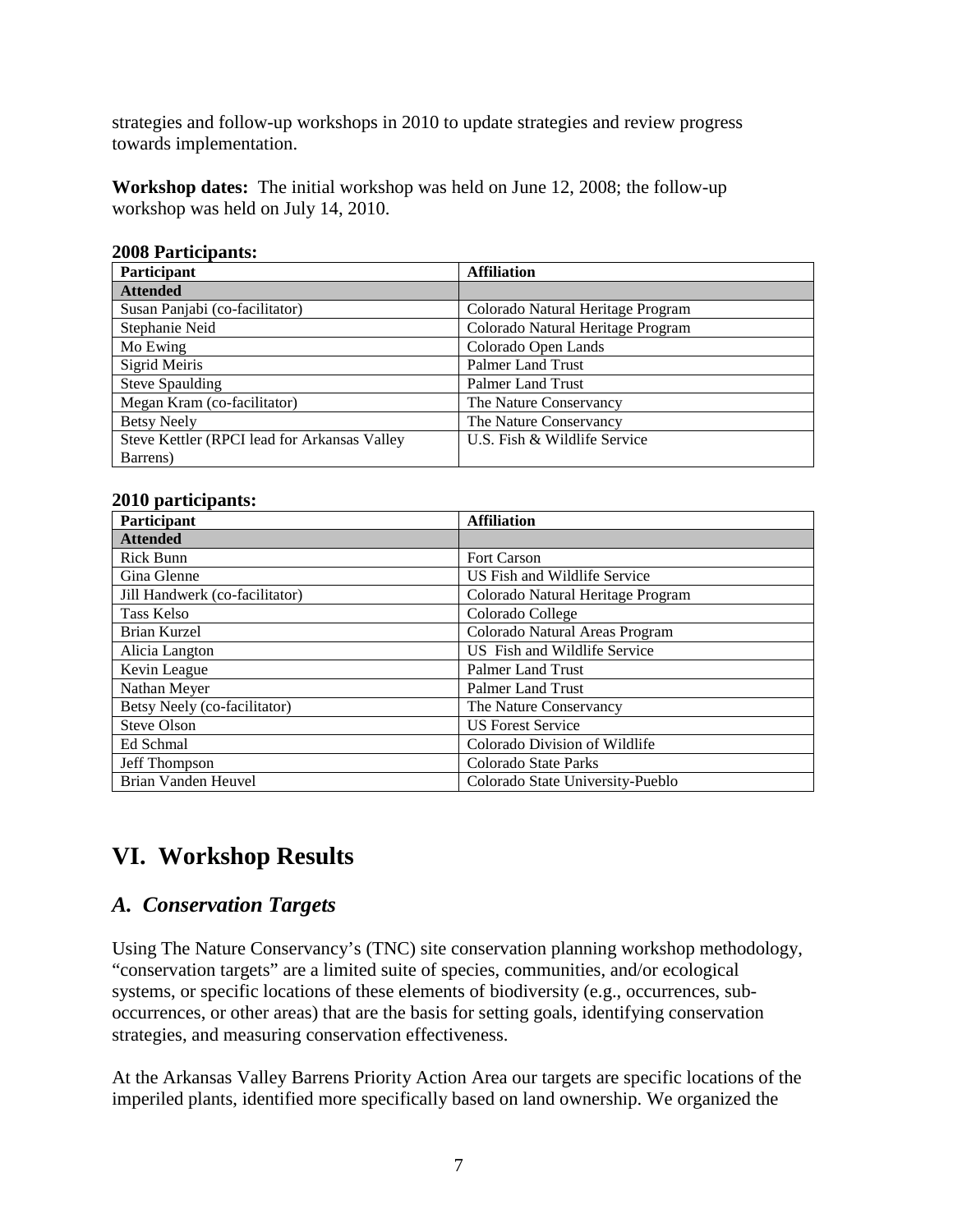strategies and follow-up workshops in 2010 to update strategies and review progress towards implementation.

**Workshop dates:** The initial workshop was held on June 12, 2008; the follow-up workshop was held on July 14, 2010.

**2008 Participants:**

| Participant | Affiliation |
|---|---|
| **Attended** | |
| Susan Panjabi (co-facilitator) | Colorado Natural Heritage Program |
| Stephanie Neid | Colorado Natural Heritage Program |
| Mo Ewing | Colorado Open Lands |
| Sigrid Meiris | Palmer Land Trust |
| Steve Spaulding | Palmer Land Trust |
| Megan Kram (co-facilitator) | The Nature Conservancy |
| Betsy Neely | The Nature Conservancy |
| Steve Kettler (RPCI lead for Arkansas Valley Barrens) | U.S. Fish & Wildlife Service |

**2010 participants:**

| Participant | Affiliation |
|---|---|
| **Attended** | |
| Rick Bunn | Fort Carson |
| Gina Glenne | US Fish and Wildlife Service |
| Jill Handwerk (co-facilitator) | Colorado Natural Heritage Program |
| Tass Kelso | Colorado College |
| Brian Kurzel | Colorado Natural Areas Program |
| Alicia Langton | US Fish and Wildlife Service |
| Kevin League | Palmer Land Trust |
| Nathan Meyer | Palmer Land Trust |
| Betsy Neely (co-facilitator) | The Nature Conservancy |
| Steve Olson | US Forest Service |
| Ed Schmal | Colorado Division of Wildlife |
| Jeff Thompson | Colorado State Parks |
| Brian Vanden Heuvel | Colorado State University-Pueblo |

# VI. Workshop Results

## *A. Conservation Targets*

Using The Nature Conservancy's (TNC) site conservation planning workshop methodology, "conservation targets" are a limited suite of species, communities, and/or ecological systems, or specific locations of these elements of biodiversity (e.g., occurrences, sub-occurrences, or other areas) that are the basis for setting goals, identifying conservation strategies, and measuring conservation effectiveness.

At the Arkansas Valley Barrens Priority Action Area our targets are specific locations of the imperiled plants, identified more specifically based on land ownership. We organized the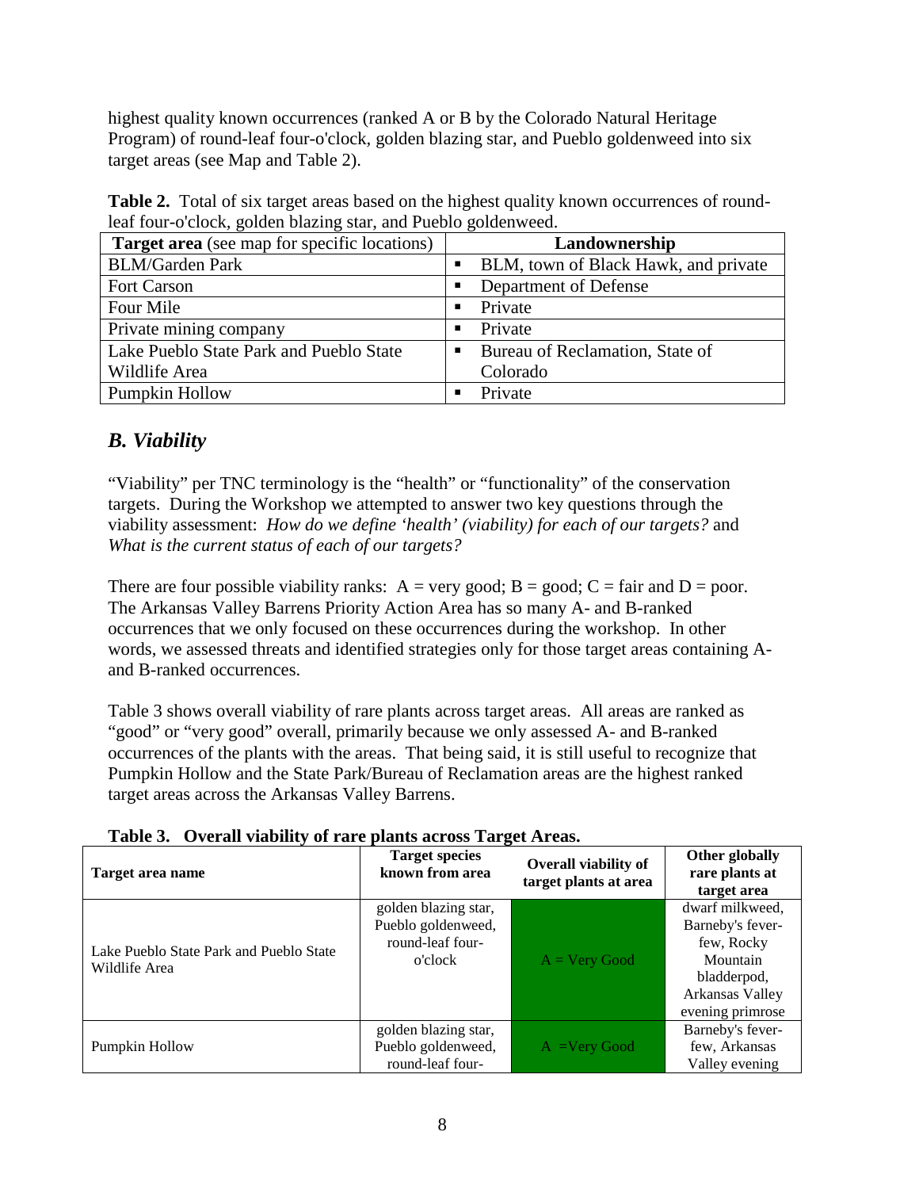highest quality known occurrences (ranked A or B by the Colorado Natural Heritage Program) of round-leaf four-o'clock, golden blazing star, and Pueblo goldenweed into six target areas (see Map and Table 2).

**Table 2.** Total of six target areas based on the highest quality known occurrences of round-leaf four-o'clock, golden blazing star, and Pueblo goldenweed.

| **Target area** (see map for specific locations) | **Landownership** |
|---|---|
| BLM/Garden Park | ▪ BLM, town of Black Hawk, and private |
| Fort Carson | ▪ Department of Defense |
| Four Mile | ▪ Private |
| Private mining company | ▪ Private |
| Lake Pueblo State Park and Pueblo State Wildlife Area | ▪ Bureau of Reclamation, State of Colorado |
| Pumpkin Hollow | ▪ Private |

## *B. Viability*

"Viability" per TNC terminology is the "health" or "functionality" of the conservation targets. During the Workshop we attempted to answer two key questions through the viability assessment: *How do we define 'health' (viability) for each of our targets?* and *What is the current status of each of our targets?*

There are four possible viability ranks: A = very good; B = good; C = fair and D = poor. The Arkansas Valley Barrens Priority Action Area has so many A- and B-ranked occurrences that we only focused on these occurrences during the workshop. In other words, we assessed threats and identified strategies only for those target areas containing A- and B-ranked occurrences.

Table 3 shows overall viability of rare plants across target areas. All areas are ranked as "good" or "very good" overall, primarily because we only assessed A- and B-ranked occurrences of the plants with the areas. That being said, it is still useful to recognize that Pumpkin Hollow and the State Park/Bureau of Reclamation areas are the highest ranked target areas across the Arkansas Valley Barrens.

**Table 3. Overall viability of rare plants across Target Areas.**

| **Target area name** | **Target species known from area** | **Overall viability of target plants at area** | **Other globally rare plants at target area** |
|---|---|---|---|
| Lake Pueblo State Park and Pueblo State Wildlife Area | golden blazing star, Pueblo goldenweed, round-leaf four-o'clock | A = Very Good | dwarf milkweed, Barneby's feverfew, Rocky Mountain bladderpod, Arkansas Valley evening primrose |
| Pumpkin Hollow | golden blazing star, Pueblo goldenweed, round-leaf four- | A =Very Good | Barneby's feverfew, Arkansas Valley evening |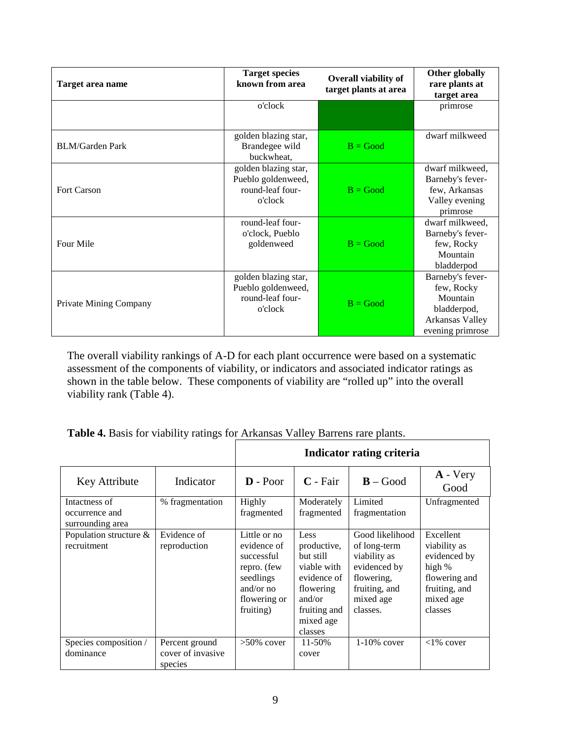| Target area name | Target species known from area | Overall viability of target plants at area | Other globally rare plants at target area |
|---|---|---|---|
| | o'clock | | primrose |
| BLM/Garden Park | golden blazing star, Brandegee wild buckwheat, | B = Good | dwarf milkweed |
| Fort Carson | golden blazing star, Pueblo goldenweed, round-leaf four-o'clock | B = Good | dwarf milkweed, Barneby's feverfew, Arkansas Valley evening primrose |
| Four Mile | round-leaf four-o'clock, Pueblo goldenweed | B = Good | dwarf milkweed, Barneby's feverfew, Rocky Mountain bladderpod |
| Private Mining Company | golden blazing star, Pueblo goldenweed, round-leaf four-o'clock | B = Good | Barneby's feverfew, Rocky Mountain bladderpod, Arkansas Valley evening primrose |

The overall viability rankings of A-D for each plant occurrence were based on a systematic assessment of the components of viability, or indicators and associated indicator ratings as shown in the table below. These components of viability are "rolled up" into the overall viability rank (Table 4).

**Table 4.** Basis for viability ratings for Arkansas Valley Barrens rare plants.

| | | **Indicator rating criteria** | | | |
|---|---|---|---|---|---|
| Key Attribute | Indicator | **D** - Poor | **C** - Fair | **B** – Good | **A** - Very Good |
| Intactness of occurrence and surrounding area | % fragmentation | Highly fragmented | Moderately fragmented | Limited fragmentation | Unfragmented |
| Population structure & recruitment | Evidence of reproduction | Little or no evidence of successful repro. (few seedlings and/or no flowering or fruiting) | Less productive, but still viable with evidence of flowering and/or fruiting and mixed age classes | Good likelihood of long-term viability as evidenced by flowering, fruiting, and mixed age classes. | Excellent viability as evidenced by high % flowering and fruiting, and mixed age classes |
| Species composition / dominance | Percent ground cover of invasive species | >50% cover | 11-50% cover | 1-10% cover | <1% cover |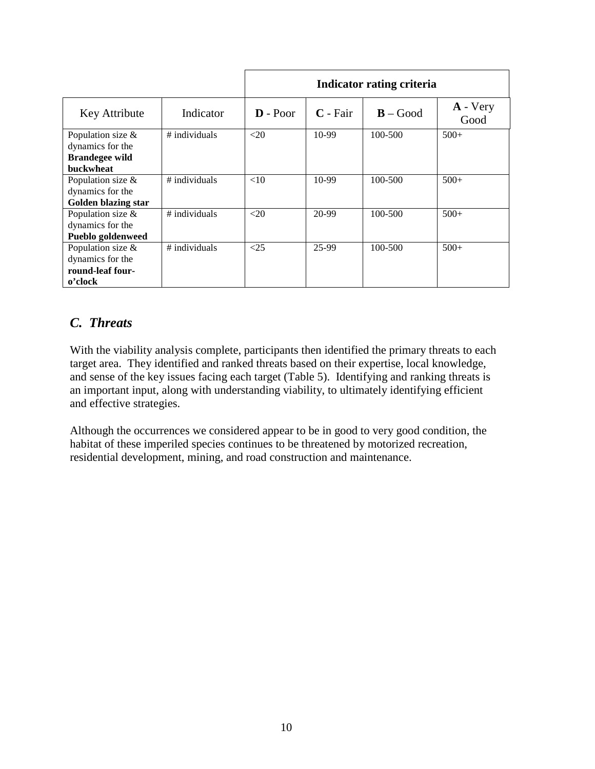| | | Indicator rating criteria | | | |
|---|---|---|---|---|---|
| Key Attribute | Indicator | **D** - Poor | **C** - Fair | **B** – Good | **A** - Very Good |
| Population size & dynamics for the **Brandegee wild buckwheat** | # individuals | <20 | 10-99 | 100-500 | 500+ |
| Population size & dynamics for the **Golden blazing star** | # individuals | <10 | 10-99 | 100-500 | 500+ |
| Population size & dynamics for the **Pueblo goldenweed** | # individuals | <20 | 20-99 | 100-500 | 500+ |
| Population size & dynamics for the **round-leaf four-o'clock** | # individuals | <25 | 25-99 | 100-500 | 500+ |

## *C. Threats*

With the viability analysis complete, participants then identified the primary threats to each target area. They identified and ranked threats based on their expertise, local knowledge, and sense of the key issues facing each target (Table 5). Identifying and ranking threats is an important input, along with understanding viability, to ultimately identifying efficient and effective strategies.

Although the occurrences we considered appear to be in good to very good condition, the habitat of these imperiled species continues to be threatened by motorized recreation, residential development, mining, and road construction and maintenance.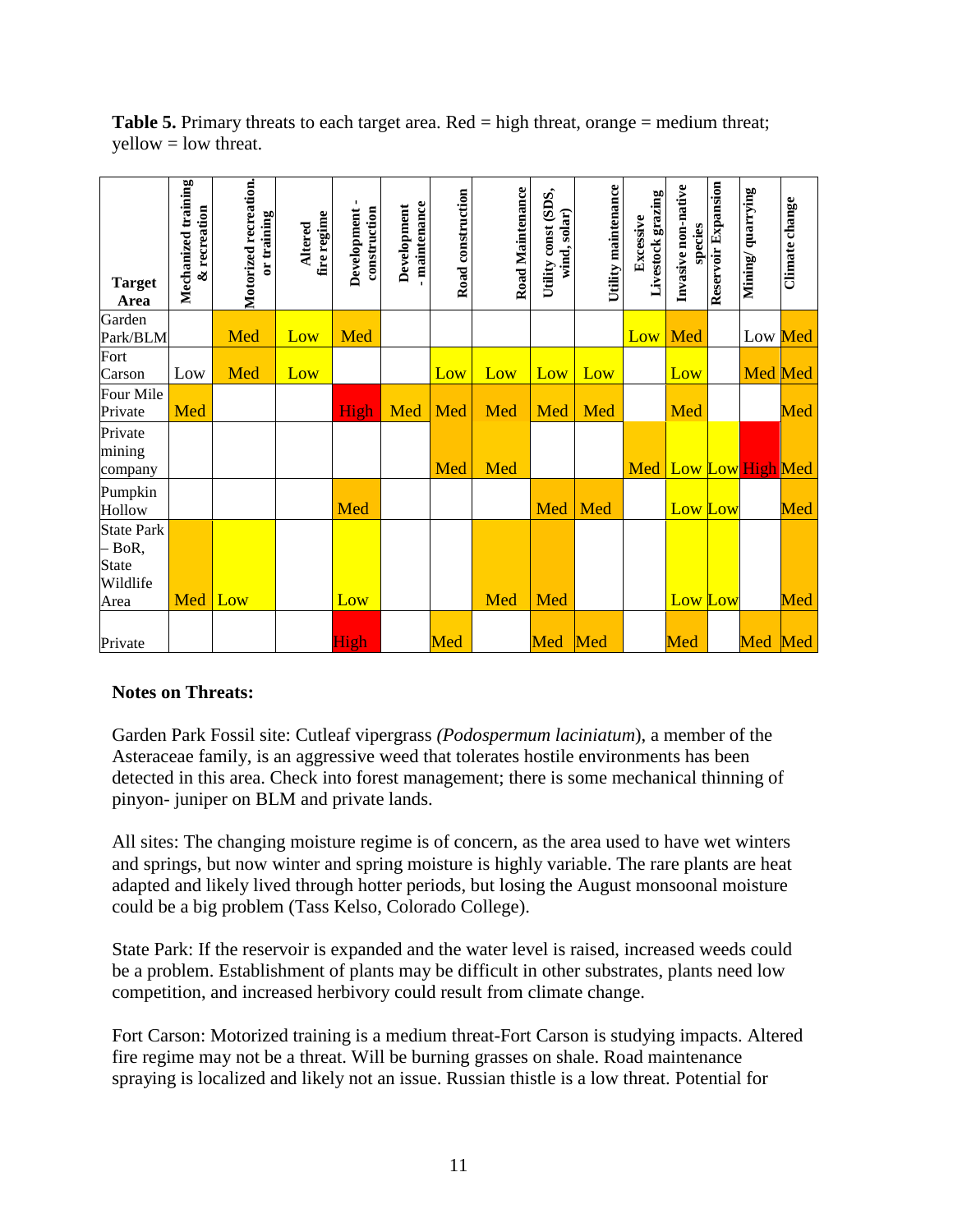**Table 5.** Primary threats to each target area. Red = high threat, orange = medium threat; yellow = low threat.

| Target Area | Mechanized training & recreation | Motorized recreation. or training | Altered fire regime | Development - construction | Development - maintenance | Road construction | Road Maintenance | Utility const (SDS, wind, solar) | Utility maintenance | Excessive Livestock grazing | Invasive non-native species | Reservoir Expansion | Mining/ quarrying | Climate change |
|---|---|---|---|---|---|---|---|---|---|---|---|---|---|---|
| Garden Park/BLM | | Med | Low | Med | | | | | | Low | Med | | Low | Med |
| Fort Carson | Low | Med | Low | | | Low | Low | Low | Low | | Low | | Med | Med |
| Four Mile Private | Med | | | High | Med | Med | Med | Med | Med | | Med | | | Med |
| Private mining company | | | | | | Med | Med | | | Med | Low | Low | High | Med |
| Pumpkin Hollow | | | | Med | | | | Med | Med | | Low | Low | | Med |
| State Park – BoR, State Wildlife Area | Med | Low | | Low | | | Med | Med | | | Low | Low | | Med |
| Private | | | | High | | Med | | Med | Med | | Med | | Med | Med |

**Notes on Threats:**

Garden Park Fossil site: Cutleaf vipergrass *(Podospermum laciniatum*), a member of the Asteraceae family, is an aggressive weed that tolerates hostile environments has been detected in this area. Check into forest management; there is some mechanical thinning of pinyon- juniper on BLM and private lands.

All sites: The changing moisture regime is of concern, as the area used to have wet winters and springs, but now winter and spring moisture is highly variable. The rare plants are heat adapted and likely lived through hotter periods, but losing the August monsoonal moisture could be a big problem (Tass Kelso, Colorado College).

State Park: If the reservoir is expanded and the water level is raised, increased weeds could be a problem. Establishment of plants may be difficult in other substrates, plants need low competition, and increased herbivory could result from climate change.

Fort Carson: Motorized training is a medium threat-Fort Carson is studying impacts. Altered fire regime may not be a threat. Will be burning grasses on shale. Road maintenance spraying is localized and likely not an issue. Russian thistle is a low threat. Potential for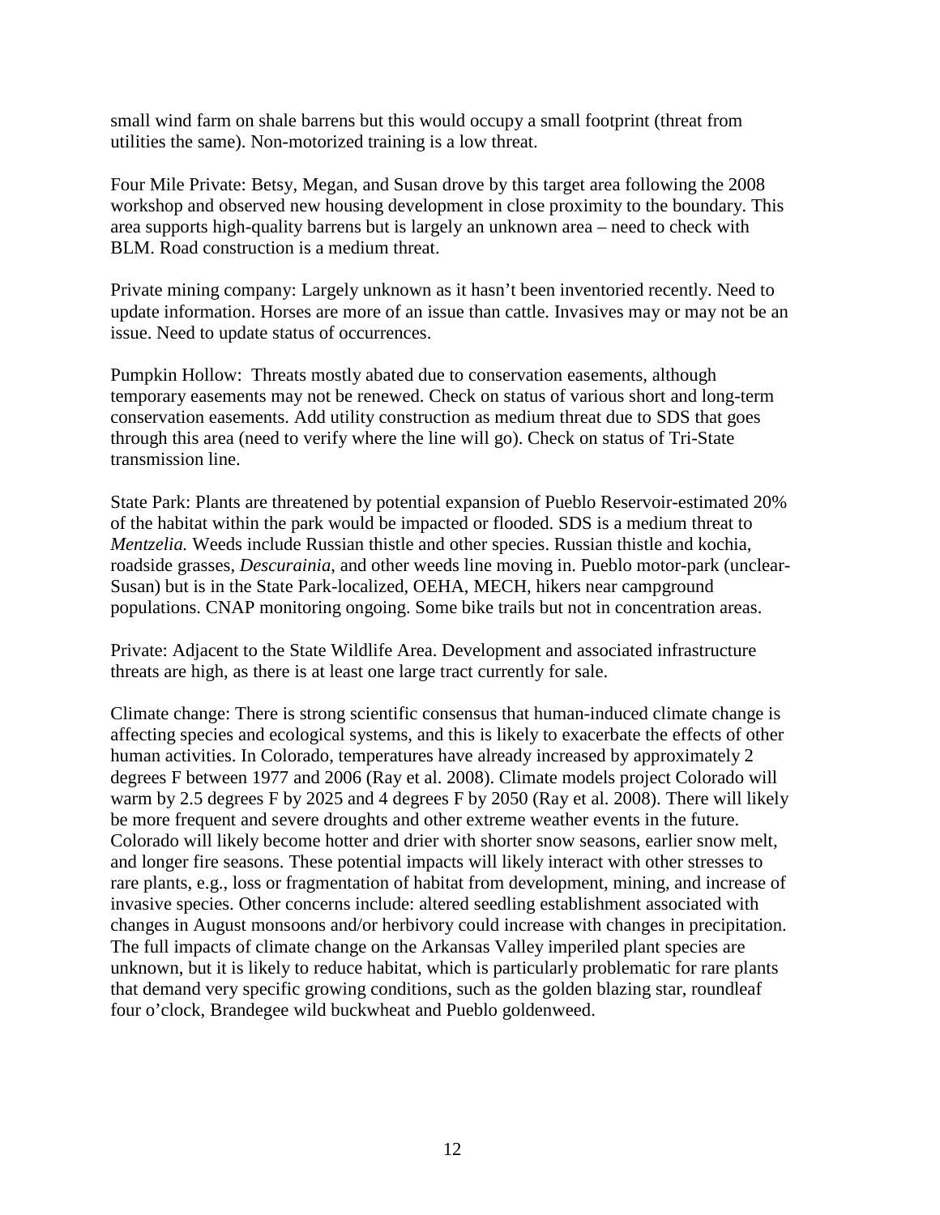small wind farm on shale barrens but this would occupy a small footprint (threat from utilities the same). Non-motorized training is a low threat.

Four Mile Private: Betsy, Megan, and Susan drove by this target area following the 2008 workshop and observed new housing development in close proximity to the boundary. This area supports high-quality barrens but is largely an unknown area – need to check with BLM. Road construction is a medium threat.

Private mining company: Largely unknown as it hasn't been inventoried recently. Need to update information. Horses are more of an issue than cattle. Invasives may or may not be an issue. Need to update status of occurrences.

Pumpkin Hollow: Threats mostly abated due to conservation easements, although temporary easements may not be renewed. Check on status of various short and long-term conservation easements. Add utility construction as medium threat due to SDS that goes through this area (need to verify where the line will go). Check on status of Tri-State transmission line.

State Park: Plants are threatened by potential expansion of Pueblo Reservoir-estimated 20% of the habitat within the park would be impacted or flooded. SDS is a medium threat to *Mentzelia.* Weeds include Russian thistle and other species. Russian thistle and kochia, roadside grasses, *Descurainia*, and other weeds line moving in. Pueblo motor-park (unclear-Susan) but is in the State Park-localized, OEHA, MECH, hikers near campground populations. CNAP monitoring ongoing. Some bike trails but not in concentration areas.

Private: Adjacent to the State Wildlife Area. Development and associated infrastructure threats are high, as there is at least one large tract currently for sale.

Climate change: There is strong scientific consensus that human-induced climate change is affecting species and ecological systems, and this is likely to exacerbate the effects of other human activities. In Colorado, temperatures have already increased by approximately 2 degrees F between 1977 and 2006 (Ray et al. 2008). Climate models project Colorado will warm by 2.5 degrees F by 2025 and 4 degrees F by 2050 (Ray et al. 2008). There will likely be more frequent and severe droughts and other extreme weather events in the future. Colorado will likely become hotter and drier with shorter snow seasons, earlier snow melt, and longer fire seasons. These potential impacts will likely interact with other stresses to rare plants, e.g., loss or fragmentation of habitat from development, mining, and increase of invasive species. Other concerns include: altered seedling establishment associated with changes in August monsoons and/or herbivory could increase with changes in precipitation. The full impacts of climate change on the Arkansas Valley imperiled plant species are unknown, but it is likely to reduce habitat, which is particularly problematic for rare plants that demand very specific growing conditions, such as the golden blazing star, roundleaf four o'clock, Brandegee wild buckwheat and Pueblo goldenweed.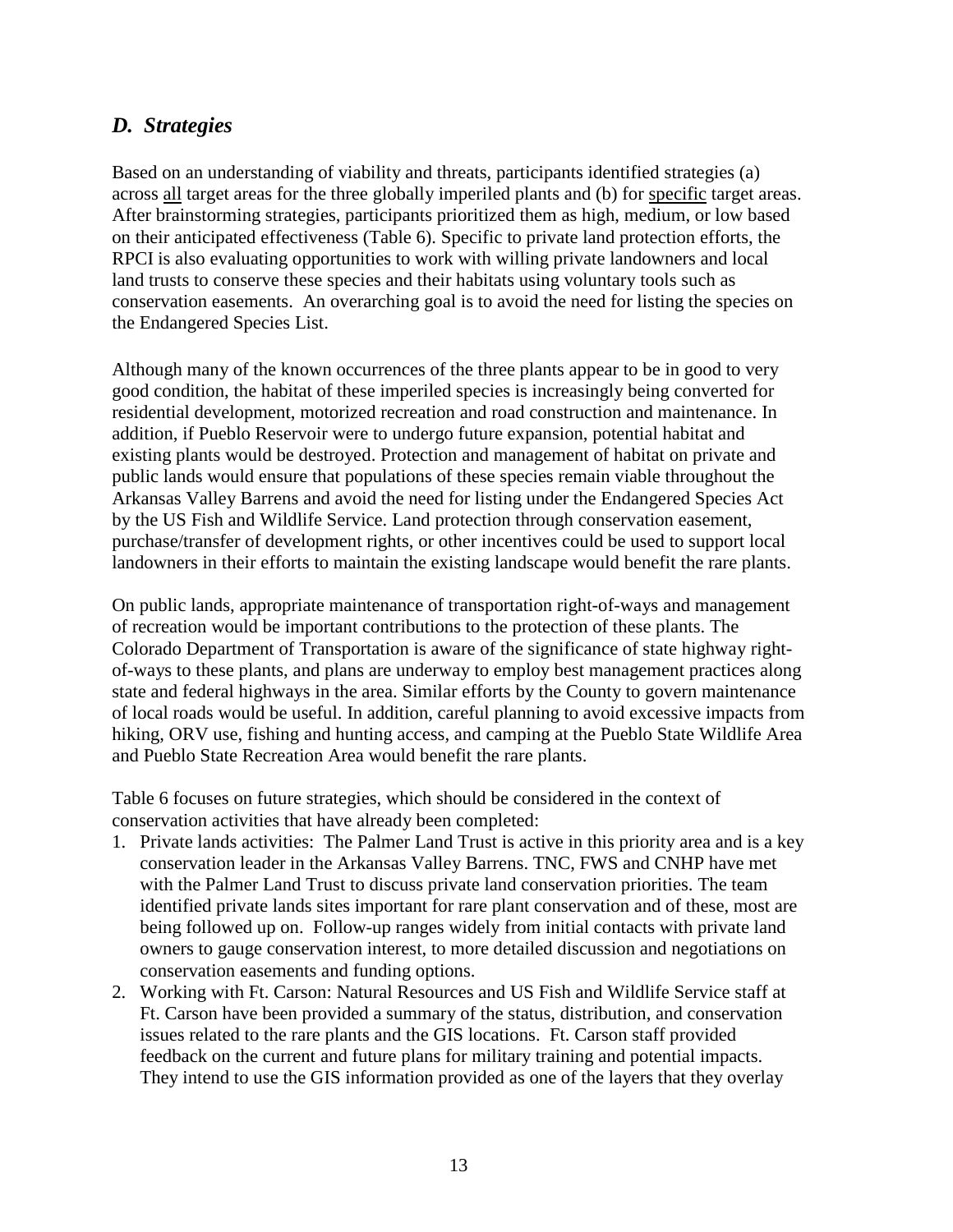## *D. Strategies*

Based on an understanding of viability and threats, participants identified strategies (a) across <u>all</u> target areas for the three globally imperiled plants and (b) for <u>specific</u> target areas. After brainstorming strategies, participants prioritized them as high, medium, or low based on their anticipated effectiveness (Table 6). Specific to private land protection efforts, the RPCI is also evaluating opportunities to work with willing private landowners and local land trusts to conserve these species and their habitats using voluntary tools such as conservation easements. An overarching goal is to avoid the need for listing the species on the Endangered Species List.

Although many of the known occurrences of the three plants appear to be in good to very good condition, the habitat of these imperiled species is increasingly being converted for residential development, motorized recreation and road construction and maintenance. In addition, if Pueblo Reservoir were to undergo future expansion, potential habitat and existing plants would be destroyed. Protection and management of habitat on private and public lands would ensure that populations of these species remain viable throughout the Arkansas Valley Barrens and avoid the need for listing under the Endangered Species Act by the US Fish and Wildlife Service. Land protection through conservation easement, purchase/transfer of development rights, or other incentives could be used to support local landowners in their efforts to maintain the existing landscape would benefit the rare plants.

On public lands, appropriate maintenance of transportation right-of-ways and management of recreation would be important contributions to the protection of these plants. The Colorado Department of Transportation is aware of the significance of state highway right-of-ways to these plants, and plans are underway to employ best management practices along state and federal highways in the area. Similar efforts by the County to govern maintenance of local roads would be useful. In addition, careful planning to avoid excessive impacts from hiking, ORV use, fishing and hunting access, and camping at the Pueblo State Wildlife Area and Pueblo State Recreation Area would benefit the rare plants.

Table 6 focuses on future strategies, which should be considered in the context of conservation activities that have already been completed:

1. Private lands activities: The Palmer Land Trust is active in this priority area and is a key conservation leader in the Arkansas Valley Barrens. TNC, FWS and CNHP have met with the Palmer Land Trust to discuss private land conservation priorities. The team identified private lands sites important for rare plant conservation and of these, most are being followed up on. Follow-up ranges widely from initial contacts with private land owners to gauge conservation interest, to more detailed discussion and negotiations on conservation easements and funding options.
2. Working with Ft. Carson: Natural Resources and US Fish and Wildlife Service staff at Ft. Carson have been provided a summary of the status, distribution, and conservation issues related to the rare plants and the GIS locations. Ft. Carson staff provided feedback on the current and future plans for military training and potential impacts. They intend to use the GIS information provided as one of the layers that they overlay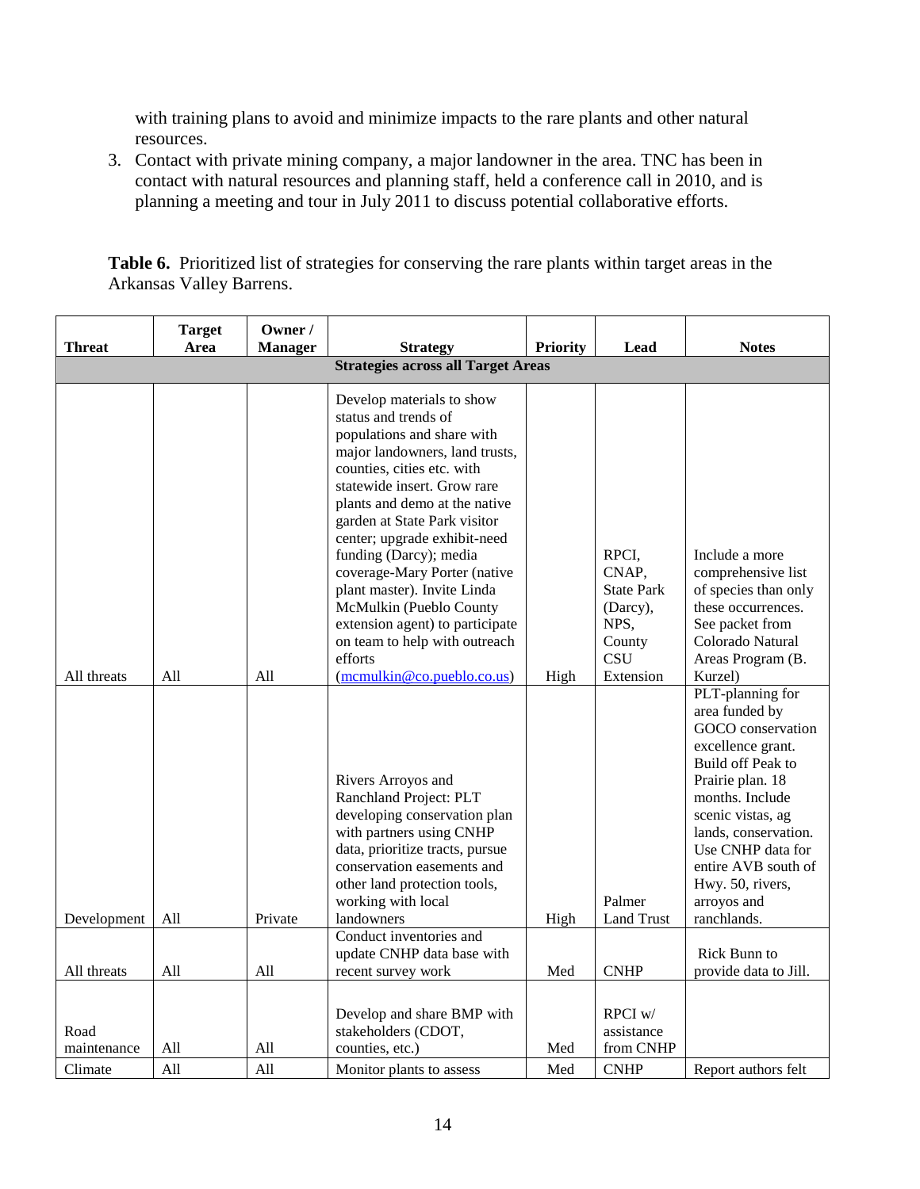with training plans to avoid and minimize impacts to the rare plants and other natural resources.

3. Contact with private mining company, a major landowner in the area. TNC has been in contact with natural resources and planning staff, held a conference call in 2010, and is planning a meeting and tour in July 2011 to discuss potential collaborative efforts.

**Table 6.** Prioritized list of strategies for conserving the rare plants within target areas in the Arkansas Valley Barrens.

| Threat | Target Area | Owner / Manager | Strategy | Priority | Lead | Notes |
|---|---|---|---|---|---|---|
| **Strategies across all Target Areas** | | | | | | |
| All threats | All | All | Develop materials to show status and trends of populations and share with major landowners, land trusts, counties, cities etc. with statewide insert. Grow rare plants and demo at the native garden at State Park visitor center; upgrade exhibit-need funding (Darcy); media coverage-Mary Porter (native plant master). Invite Linda McMulkin (Pueblo County extension agent) to participate on team to help with outreach efforts (mcmulkin@co.pueblo.co.us) | High | RPCI, CNAP, State Park (Darcy), NPS, County CSU Extension | Include a more comprehensive list of species than only these occurrences. See packet from Colorado Natural Areas Program (B. Kurzel) |
| Development | All | Private | Rivers Arroyos and Ranchland Project: PLT developing conservation plan with partners using CNHP data, prioritize tracts, pursue conservation easements and other land protection tools, working with local landowners | High | Palmer Land Trust | PLT-planning for area funded by GOCO conservation excellence grant. Build off Peak to Prairie plan. 18 months. Include scenic vistas, ag lands, conservation. Use CNHP data for entire AVB south of Hwy. 50, rivers, arroyos and ranchlands. |
| All threats | All | All | Conduct inventories and update CNHP data base with recent survey work | Med | CNHP | Rick Bunn to provide data to Jill. |
| Road maintenance | All | All | Develop and share BMP with stakeholders (CDOT, counties, etc.) | Med | RPCI w/ assistance from CNHP | |
| Climate | All | All | Monitor plants to assess | Med | CNHP | Report authors felt |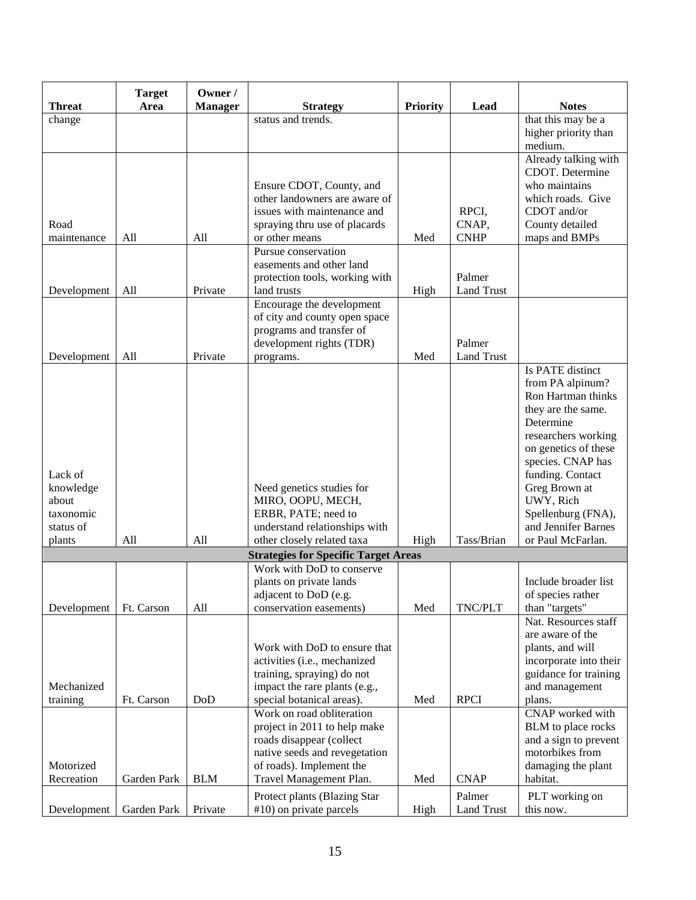| Threat | Target Area | Owner / Manager | Strategy | Priority | Lead | Notes |
|---|---|---|---|---|---|---|
| change | | | status and trends. | | | that this may be a higher priority than medium. |
| Road maintenance | All | All | Ensure CDOT, County, and other landowners are aware of issues with maintenance and spraying thru use of placards or other means | Med | RPCI, CNAP, CNHP | Already talking with CDOT. Determine who maintains which roads. Give CDOT and/or County detailed maps and BMPs |
| Development | All | Private | Pursue conservation easements and other land protection tools, working with land trusts | High | Palmer Land Trust | |
| Development | All | Private | Encourage the development of city and county open space programs and transfer of development rights (TDR) programs. | Med | Palmer Land Trust | |
| Lack of knowledge about taxonomic status of plants | All | All | Need genetics studies for MIRO, OOPU, MECH, ERBR, PATE; need to understand relationships with other closely related taxa | High | Tass/Brian | Is PATE distinct from PA alpinum? Ron Hartman thinks they are the same. Determine researchers working on genetics of these species. CNAP has funding. Contact Greg Brown at UWY, Rich Spellenburg (FNA), and Jennifer Barnes or Paul McFarlan. |
| | | | **Strategies for Specific Target Areas** | | | |
| Development | Ft. Carson | All | Work with DoD to conserve plants on private lands adjacent to DoD (e.g. conservation easements) | Med | TNC/PLT | Include broader list of species rather than "targets" |
| Mechanized training | Ft. Carson | DoD | Work with DoD to ensure that activities (i.e., mechanized training, spraying) do not impact the rare plants (e.g., special botanical areas). | Med | RPCI | Nat. Resources staff are aware of the plants, and will incorporate into their guidance for training and management plans. |
| Motorized Recreation | Garden Park | BLM | Work on road obliteration project in 2011 to help make roads disappear (collect native seeds and revegetation of roads). Implement the Travel Management Plan. | Med | CNAP | CNAP worked with BLM to place rocks and a sign to prevent motorbikes from damaging the plant habitat. |
| Development | Garden Park | Private | Protect plants (Blazing Star #10) on private parcels | High | Palmer Land Trust | PLT working on this now. |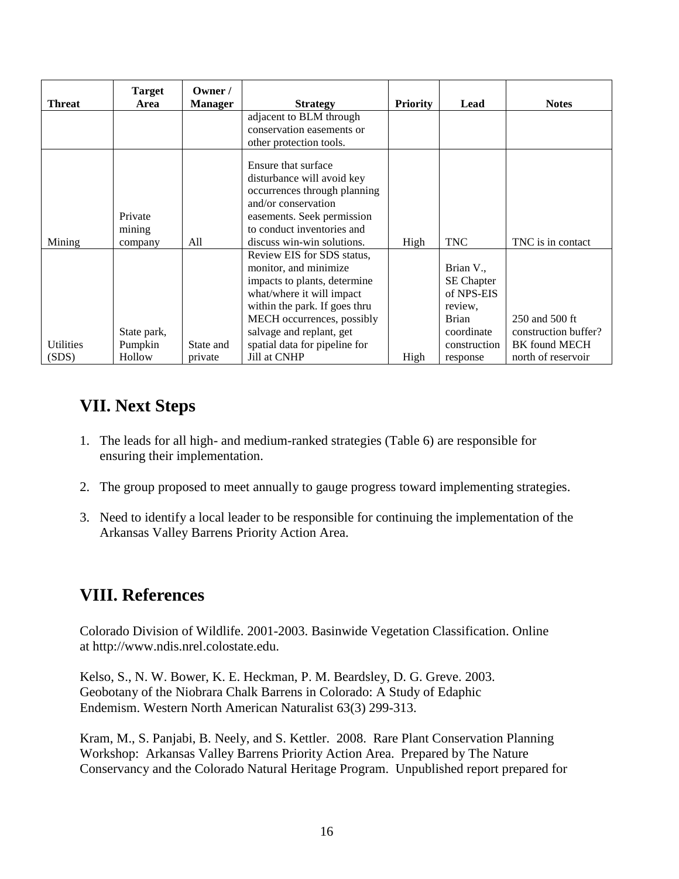| Threat | Target Area | Owner / Manager | Strategy | Priority | Lead | Notes |
|---|---|---|---|---|---|---|
| | | | adjacent to BLM through conservation easements or other protection tools. | | | |
| Mining | Private mining company | All | Ensure that surface disturbance will avoid key occurrences through planning and/or conservation easements. Seek permission to conduct inventories and discuss win-win solutions. | High | TNC | TNC is in contact |
| Utilities (SDS) | State park, Pumpkin Hollow | State and private | Review EIS for SDS status, monitor, and minimize impacts to plants, determine what/where it will impact within the park. If goes thru MECH occurrences, possibly salvage and replant, get spatial data for pipeline for Jill at CNHP | High | Brian V., SE Chapter of NPS-EIS review, Brian coordinate construction response | 250 and 500 ft construction buffer? BK found MECH north of reservoir |

## VII. Next Steps

1. The leads for all high- and medium-ranked strategies (Table 6) are responsible for ensuring their implementation.

2. The group proposed to meet annually to gauge progress toward implementing strategies.

3. Need to identify a local leader to be responsible for continuing the implementation of the Arkansas Valley Barrens Priority Action Area.

## VIII. References

Colorado Division of Wildlife. 2001-2003. Basinwide Vegetation Classification. Online at http://www.ndis.nrel.colostate.edu.

Kelso, S., N. W. Bower, K. E. Heckman, P. M. Beardsley, D. G. Greve. 2003. Geobotany of the Niobrara Chalk Barrens in Colorado: A Study of Edaphic Endemism. Western North American Naturalist 63(3) 299-313.

Kram, M., S. Panjabi, B. Neely, and S. Kettler. 2008. Rare Plant Conservation Planning Workshop: Arkansas Valley Barrens Priority Action Area. Prepared by The Nature Conservancy and the Colorado Natural Heritage Program. Unpublished report prepared for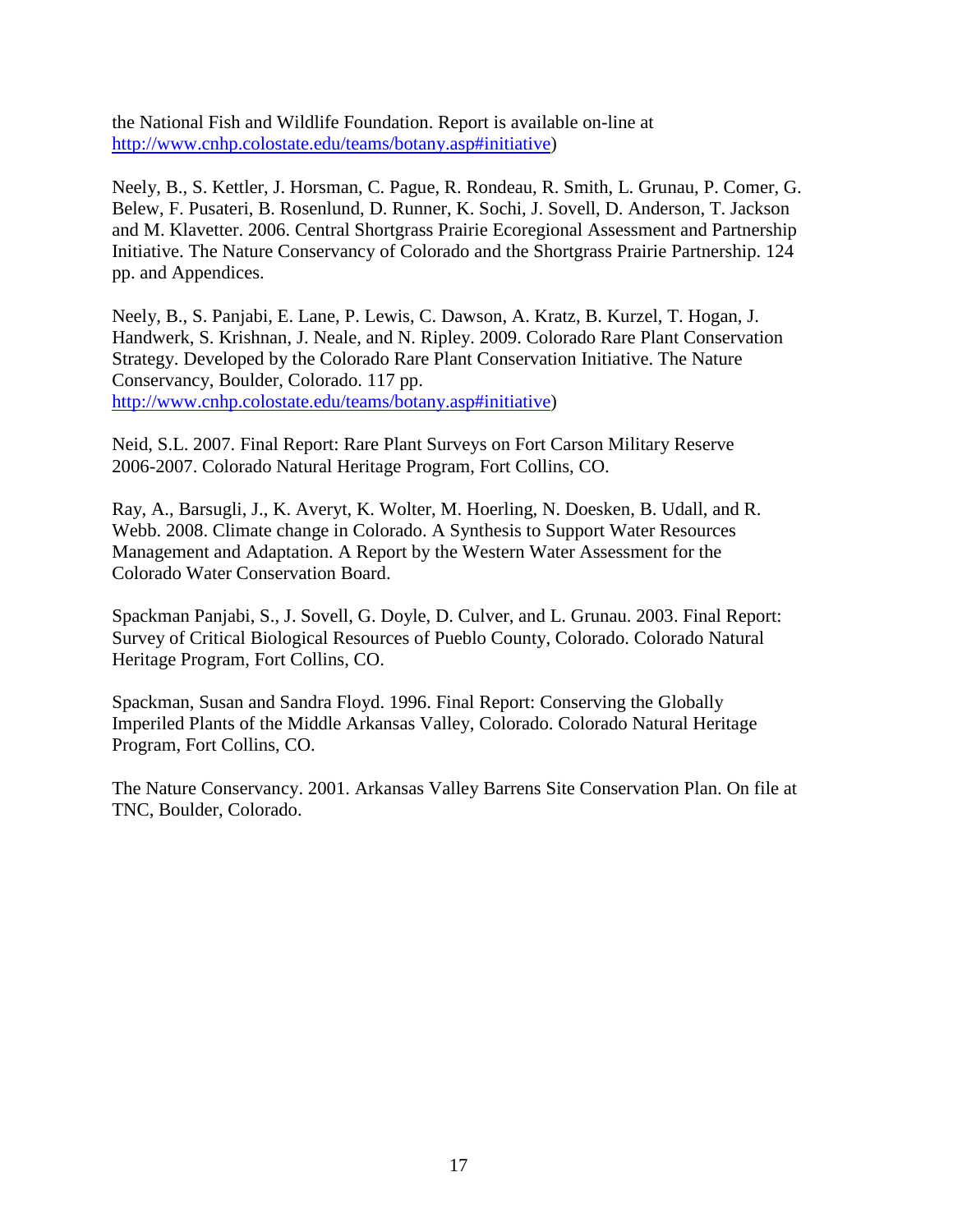the National Fish and Wildlife Foundation. Report is available on-line at http://www.cnhp.colostate.edu/teams/botany.asp#initiative)

Neely, B., S. Kettler, J. Horsman, C. Pague, R. Rondeau, R. Smith, L. Grunau, P. Comer, G. Belew, F. Pusateri, B. Rosenlund, D. Runner, K. Sochi, J. Sovell, D. Anderson, T. Jackson and M. Klavetter. 2006. Central Shortgrass Prairie Ecoregional Assessment and Partnership Initiative. The Nature Conservancy of Colorado and the Shortgrass Prairie Partnership. 124 pp. and Appendices.

Neely, B., S. Panjabi, E. Lane, P. Lewis, C. Dawson, A. Kratz, B. Kurzel, T. Hogan, J. Handwerk, S. Krishnan, J. Neale, and N. Ripley. 2009. Colorado Rare Plant Conservation Strategy. Developed by the Colorado Rare Plant Conservation Initiative. The Nature Conservancy, Boulder, Colorado. 117 pp. http://www.cnhp.colostate.edu/teams/botany.asp#initiative)

Neid, S.L. 2007. Final Report: Rare Plant Surveys on Fort Carson Military Reserve 2006-2007. Colorado Natural Heritage Program, Fort Collins, CO.

Ray, A., Barsugli, J., K. Averyt, K. Wolter, M. Hoerling, N. Doesken, B. Udall, and R. Webb. 2008. Climate change in Colorado. A Synthesis to Support Water Resources Management and Adaptation. A Report by the Western Water Assessment for the Colorado Water Conservation Board.

Spackman Panjabi, S., J. Sovell, G. Doyle, D. Culver, and L. Grunau. 2003. Final Report: Survey of Critical Biological Resources of Pueblo County, Colorado. Colorado Natural Heritage Program, Fort Collins, CO.

Spackman, Susan and Sandra Floyd. 1996. Final Report: Conserving the Globally Imperiled Plants of the Middle Arkansas Valley, Colorado. Colorado Natural Heritage Program, Fort Collins, CO.

The Nature Conservancy. 2001. Arkansas Valley Barrens Site Conservation Plan. On file at TNC, Boulder, Colorado.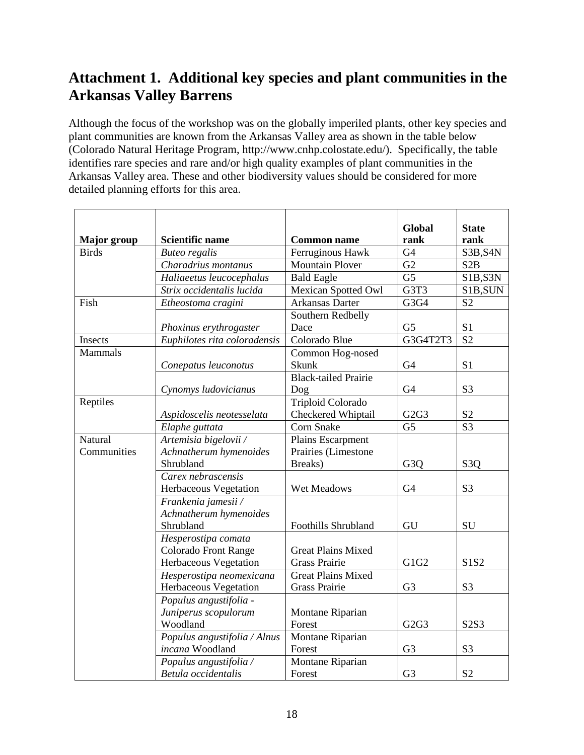## Attachment 1. Additional key species and plant communities in the Arkansas Valley Barrens

Although the focus of the workshop was on the globally imperiled plants, other key species and plant communities are known from the Arkansas Valley area as shown in the table below (Colorado Natural Heritage Program, http://www.cnhp.colostate.edu/). Specifically, the table identifies rare species and rare and/or high quality examples of plant communities in the Arkansas Valley area. These and other biodiversity values should be considered for more detailed planning efforts for this area.

| Major group | Scientific name | Common name | Global rank | State rank |
|---|---|---|---|---|
| Birds | *Buteo regalis* | Ferruginous Hawk | G4 | S3B,S4N |
| | *Charadrius montanus* | Mountain Plover | G2 | S2B |
| | *Haliaeetus leucocephalus* | Bald Eagle | G5 | S1B,S3N |
| | *Strix occidentalis lucida* | Mexican Spotted Owl | G3T3 | S1B,SUN |
| Fish | *Etheostoma cragini* | Arkansas Darter | G3G4 | S2 |
| | *Phoxinus erythrogaster* | Southern Redbelly Dace | G5 | S1 |
| Insects | *Euphilotes rita coloradensis* | Colorado Blue | G3G4T2T3 | S2 |
| Mammals | *Conepatus leuconotus* | Common Hog-nosed Skunk | G4 | S1 |
| | *Cynomys ludovicianus* | Black-tailed Prairie Dog | G4 | S3 |
| Reptiles | *Aspidoscelis neotesselata* | Triploid Colorado Checkered Whiptail | G2G3 | S2 |
| | *Elaphe guttata* | Corn Snake | G5 | S3 |
| Natural Communities | *Artemisia bigelovii / Achnatherum hymenoides* Shrubland | Plains Escarpment Prairies (Limestone Breaks) | G3Q | S3Q |
| | *Carex nebrascensis* Herbaceous Vegetation | Wet Meadows | G4 | S3 |
| | *Frankenia jamesii / Achnatherum hymenoides* Shrubland | Foothills Shrubland | GU | SU |
| | *Hesperostipa comata* Colorado Front Range Herbaceous Vegetation | Great Plains Mixed Grass Prairie | G1G2 | S1S2 |
| | *Hesperostipa neomexicana* Herbaceous Vegetation | Great Plains Mixed Grass Prairie | G3 | S3 |
| | *Populus angustifolia - Juniperus scopulorum* Woodland | Montane Riparian Forest | G2G3 | S2S3 |
| | *Populus angustifolia / Alnus incana* Woodland | Montane Riparian Forest | G3 | S3 |
| | *Populus angustifolia / Betula occidentalis* | Montane Riparian Forest | G3 | S2 |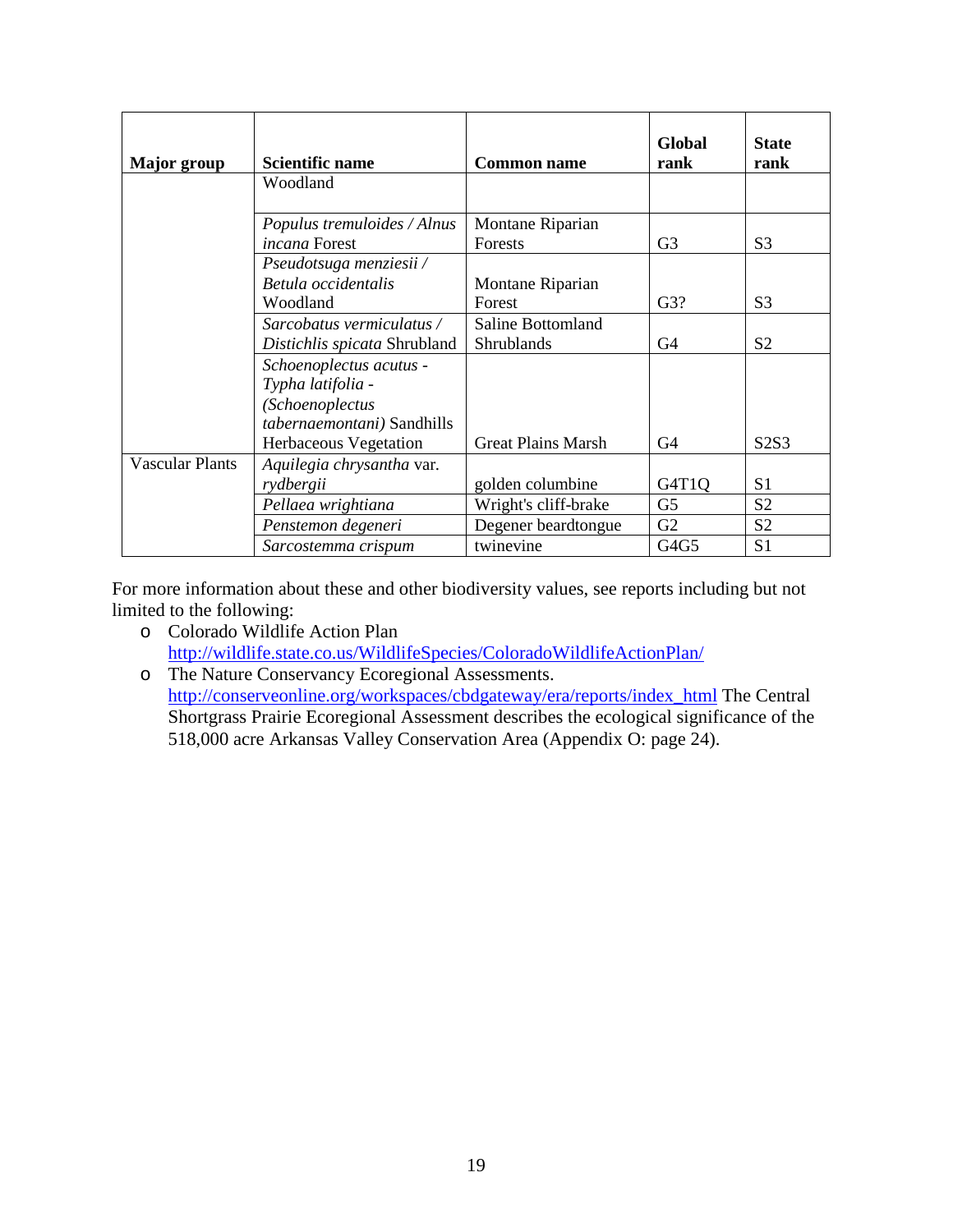| Major group | Scientific name | Common name | Global rank | State rank |
|---|---|---|---|---|
| | Woodland | | | |
| | *Populus tremuloides / Alnus incana* Forest | Montane Riparian Forests | G3 | S3 |
| | *Pseudotsuga menziesii / Betula occidentalis* Woodland | Montane Riparian Forest | G3? | S3 |
| | *Sarcobatus vermiculatus / Distichlis spicata* Shrubland | Saline Bottomland Shrublands | G4 | S2 |
| | *Schoenoplectus acutus - Typha latifolia - (Schoenoplectus tabernaemontani)* Sandhills Herbaceous Vegetation | Great Plains Marsh | G4 | S2S3 |
| Vascular Plants | *Aquilegia chrysantha* var. *rydbergii* | golden columbine | G4T1Q | S1 |
| | *Pellaea wrightiana* | Wright's cliff-brake | G5 | S2 |
| | *Penstemon degeneri* | Degener beardtongue | G2 | S2 |
| | *Sarcostemma crispum* | twinevine | G4G5 | S1 |

For more information about these and other biodiversity values, see reports including but not limited to the following:

- Colorado Wildlife Action Plan http://wildlife.state.co.us/WildlifeSpecies/ColoradoWildlifeActionPlan/
- The Nature Conservancy Ecoregional Assessments. http://conserveonline.org/workspaces/cbdgateway/era/reports/index_html The Central Shortgrass Prairie Ecoregional Assessment describes the ecological significance of the 518,000 acre Arkansas Valley Conservation Area (Appendix O: page 24).